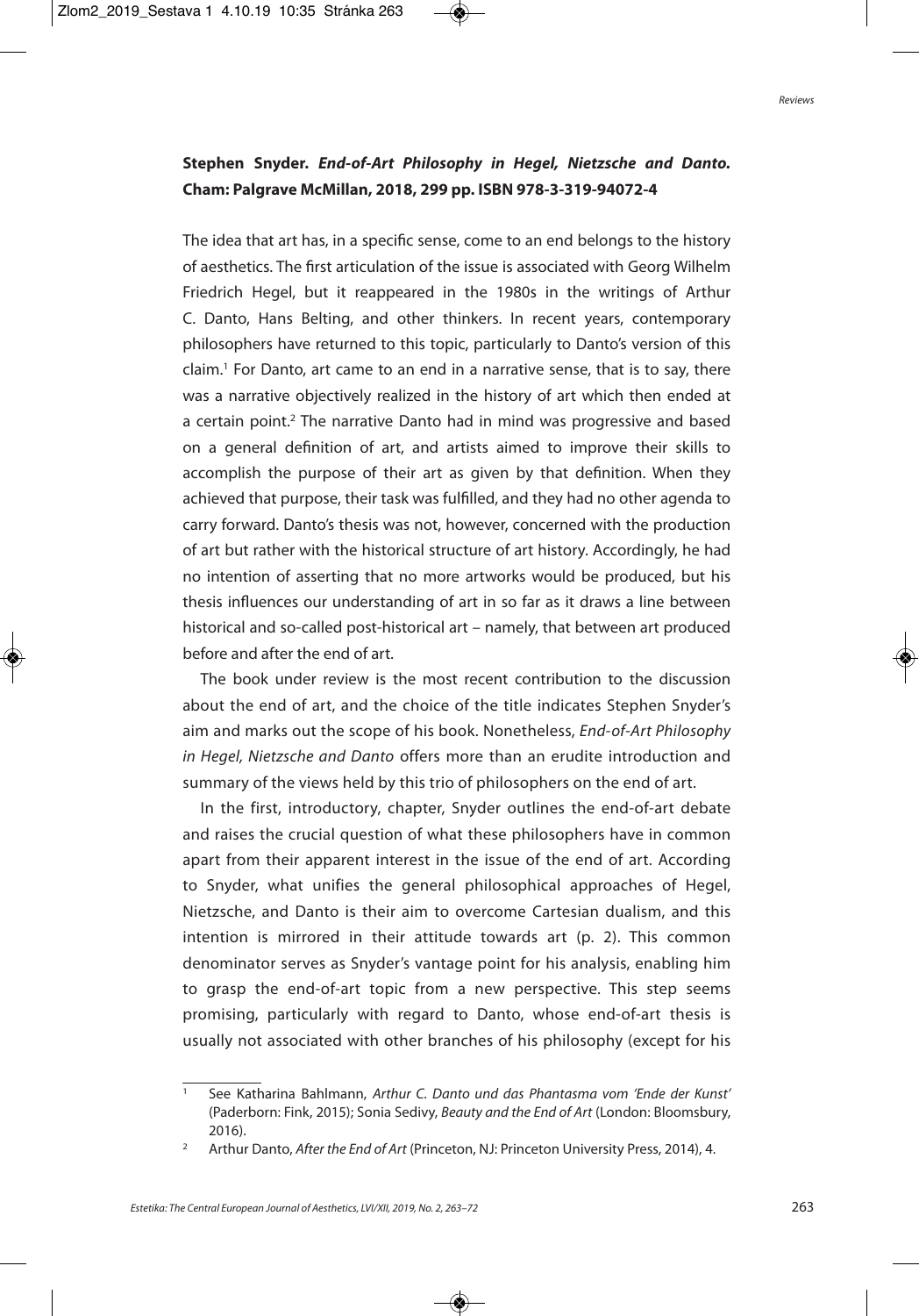**Stephen Snyder. *End-of-Art Philosophy in Hegel, Nietzsche and Danto*. Cham: Palgrave McMillan, 2018, 299 pp. ISBN 978-3-319-94072-4**

The idea that art has, in a specific sense, come to an end belongs to the history of aesthetics. The first articulation of the issue is associated with Georg Wilhelm Friedrich Hegel, but it reappeared in the 1980s in the writings of Arthur C. Danto, Hans Belting, and other thinkers. In recent years, contemporary philosophers have returned to this topic, particularly to Danto's version of this claim.[1] For Danto, art came to an end in a narrative sense, that is to say, there was a narrative objectively realized in the history of art which then ended at a certain point.[2] The narrative Danto had in mind was progressive and based on a general definition of art, and artists aimed to improve their skills to accomplish the purpose of their art as given by that definition. When they achieved that purpose, their task was fulfilled, and they had no other agenda to carry forward. Danto's thesis was not, however, concerned with the production of art but rather with the historical structure of art history. Accordingly, he had no intention of asserting that no more artworks would be produced, but his thesis influences our understanding of art in so far as it draws a line between historical and so-called post-historical art – namely, that between art produced before and after the end of art.

The book under review is the most recent contribution to the discussion about the end of art, and the choice of the title indicates Stephen Snyder's aim and marks out the scope of his book. Nonetheless, *End-of-Art Philosophy in Hegel, Nietzsche and Danto* offers more than an erudite introduction and summary of the views held by this trio of philosophers on the end of art.

In the first, introductory, chapter, Snyder outlines the end-of-art debate and raises the crucial question of what these philosophers have in common apart from their apparent interest in the issue of the end of art. According to Snyder, what unifies the general philosophical approaches of Hegel, Nietzsche, and Danto is their aim to overcome Cartesian dualism, and this intention is mirrored in their attitude towards art (p. 2). This common denominator serves as Snyder's vantage point for his analysis, enabling him to grasp the end-of-art topic from a new perspective. This step seems promising, particularly with regard to Danto, whose end-of-art thesis is usually not associated with other branches of his philosophy (except for his

---

[1] See Katharina Bahlmann, *Arthur C. Danto und das Phantasma vom 'Ende der Kunst'* (Paderborn: Fink, 2015); Sonia Sedivy, *Beauty and the End of Art* (London: Bloomsbury, 2016).

[2] Arthur Danto, *After the End of Art* (Princeton, NJ: Princeton University Press, 2014), 4.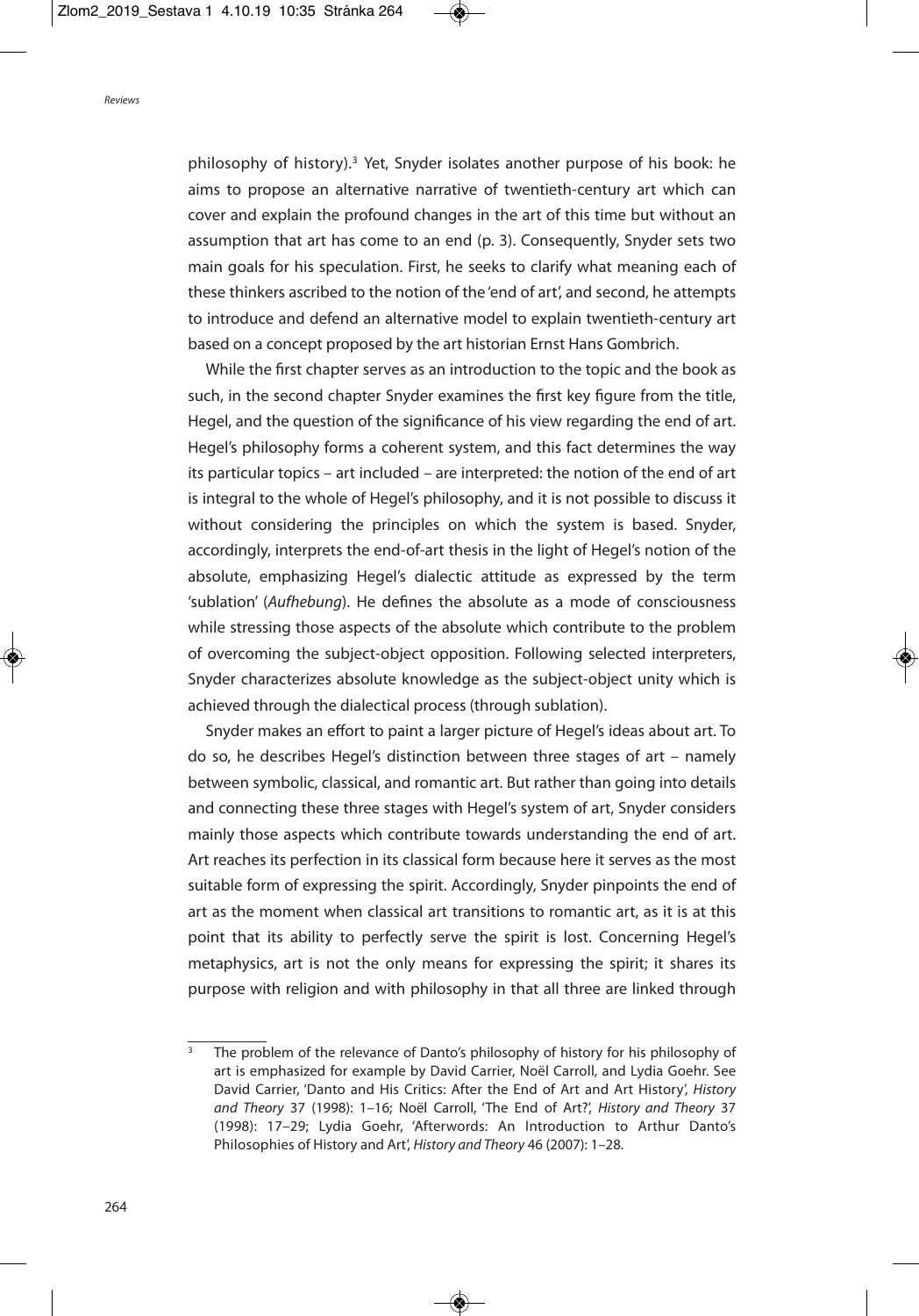philosophy of history).[3] Yet, Snyder isolates another purpose of his book: he aims to propose an alternative narrative of twentieth-century art which can cover and explain the profound changes in the art of this time but without an assumption that art has come to an end (p. 3). Consequently, Snyder sets two main goals for his speculation. First, he seeks to clarify what meaning each of these thinkers ascribed to the notion of the 'end of art', and second, he attempts to introduce and defend an alternative model to explain twentieth-century art based on a concept proposed by the art historian Ernst Hans Gombrich.

While the first chapter serves as an introduction to the topic and the book as such, in the second chapter Snyder examines the first key figure from the title, Hegel, and the question of the significance of his view regarding the end of art. Hegel's philosophy forms a coherent system, and this fact determines the way its particular topics – art included – are interpreted: the notion of the end of art is integral to the whole of Hegel's philosophy, and it is not possible to discuss it without considering the principles on which the system is based. Snyder, accordingly, interprets the end-of-art thesis in the light of Hegel's notion of the absolute, emphasizing Hegel's dialectic attitude as expressed by the term 'sublation' (*Aufhebung*). He defines the absolute as a mode of consciousness while stressing those aspects of the absolute which contribute to the problem of overcoming the subject-object opposition. Following selected interpreters, Snyder characterizes absolute knowledge as the subject-object unity which is achieved through the dialectical process (through sublation).

Snyder makes an effort to paint a larger picture of Hegel's ideas about art. To do so, he describes Hegel's distinction between three stages of art – namely between symbolic, classical, and romantic art. But rather than going into details and connecting these three stages with Hegel's system of art, Snyder considers mainly those aspects which contribute towards understanding the end of art. Art reaches its perfection in its classical form because here it serves as the most suitable form of expressing the spirit. Accordingly, Snyder pinpoints the end of art as the moment when classical art transitions to romantic art, as it is at this point that its ability to perfectly serve the spirit is lost. Concerning Hegel's metaphysics, art is not the only means for expressing the spirit; it shares its purpose with religion and with philosophy in that all three are linked through

---

[3] The problem of the relevance of Danto's philosophy of history for his philosophy of art is emphasized for example by David Carrier, Noël Carroll, and Lydia Goehr. See David Carrier, 'Danto and His Critics: After the End of Art and Art History', *History and Theory* 37 (1998): 1–16; Noël Carroll, 'The End of Art?', *History and Theory* 37 (1998): 17–29; Lydia Goehr, 'Afterwords: An Introduction to Arthur Danto's Philosophies of History and Art', *History and Theory* 46 (2007): 1–28.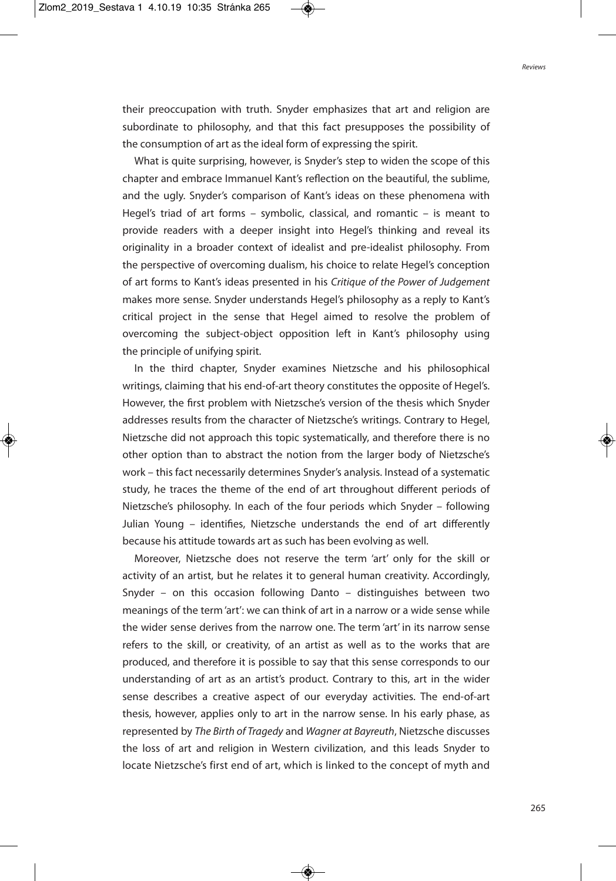their preoccupation with truth. Snyder emphasizes that art and religion are subordinate to philosophy, and that this fact presupposes the possibility of the consumption of art as the ideal form of expressing the spirit.

What is quite surprising, however, is Snyder's step to widen the scope of this chapter and embrace Immanuel Kant's reflection on the beautiful, the sublime, and the ugly. Snyder's comparison of Kant's ideas on these phenomena with Hegel's triad of art forms – symbolic, classical, and romantic – is meant to provide readers with a deeper insight into Hegel's thinking and reveal its originality in a broader context of idealist and pre-idealist philosophy. From the perspective of overcoming dualism, his choice to relate Hegel's conception of art forms to Kant's ideas presented in his *Critique of the Power of Judgement* makes more sense. Snyder understands Hegel's philosophy as a reply to Kant's critical project in the sense that Hegel aimed to resolve the problem of overcoming the subject-object opposition left in Kant's philosophy using the principle of unifying spirit.

In the third chapter, Snyder examines Nietzsche and his philosophical writings, claiming that his end-of-art theory constitutes the opposite of Hegel's. However, the first problem with Nietzsche's version of the thesis which Snyder addresses results from the character of Nietzsche's writings. Contrary to Hegel, Nietzsche did not approach this topic systematically, and therefore there is no other option than to abstract the notion from the larger body of Nietzsche's work – this fact necessarily determines Snyder's analysis. Instead of a systematic study, he traces the theme of the end of art throughout different periods of Nietzsche's philosophy. In each of the four periods which Snyder – following Julian Young – identifies, Nietzsche understands the end of art differently because his attitude towards art as such has been evolving as well.

Moreover, Nietzsche does not reserve the term 'art' only for the skill or activity of an artist, but he relates it to general human creativity. Accordingly, Snyder – on this occasion following Danto – distinguishes between two meanings of the term 'art': we can think of art in a narrow or a wide sense while the wider sense derives from the narrow one. The term 'art' in its narrow sense refers to the skill, or creativity, of an artist as well as to the works that are produced, and therefore it is possible to say that this sense corresponds to our understanding of art as an artist's product. Contrary to this, art in the wider sense describes a creative aspect of our everyday activities. The end-of-art thesis, however, applies only to art in the narrow sense. In his early phase, as represented by *The Birth of Tragedy* and *Wagner at Bayreuth*, Nietzsche discusses the loss of art and religion in Western civilization, and this leads Snyder to locate Nietzsche's first end of art, which is linked to the concept of myth and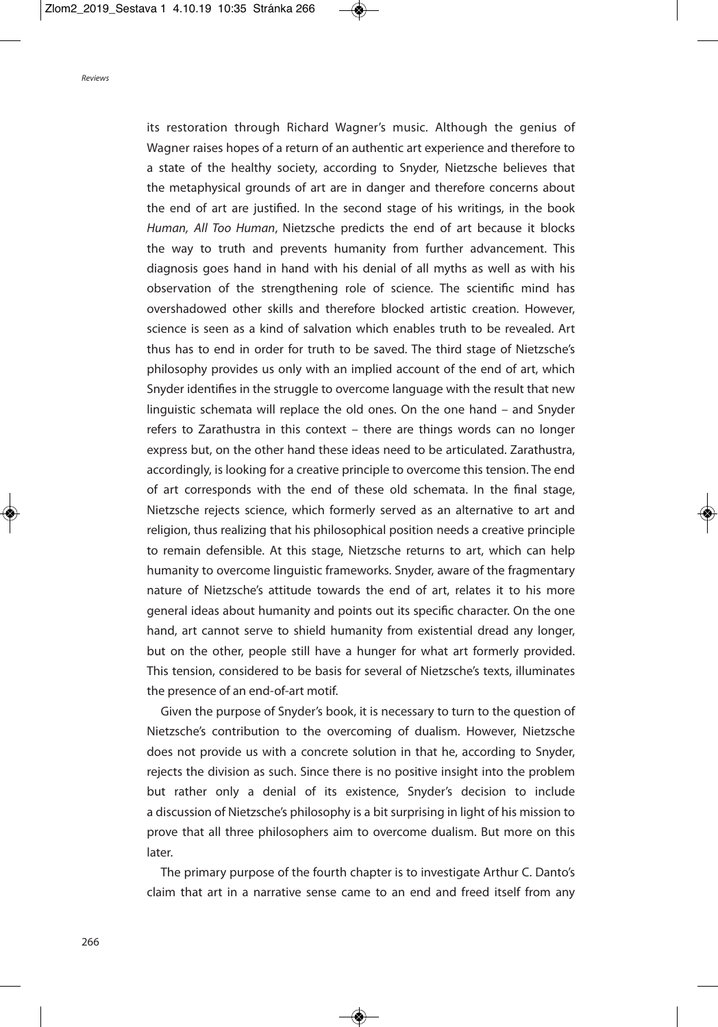its restoration through Richard Wagner's music. Although the genius of Wagner raises hopes of a return of an authentic art experience and therefore to a state of the healthy society, according to Snyder, Nietzsche believes that the metaphysical grounds of art are in danger and therefore concerns about the end of art are justified. In the second stage of his writings, in the book *Human, All Too Human*, Nietzsche predicts the end of art because it blocks the way to truth and prevents humanity from further advancement. This diagnosis goes hand in hand with his denial of all myths as well as with his observation of the strengthening role of science. The scientific mind has overshadowed other skills and therefore blocked artistic creation. However, science is seen as a kind of salvation which enables truth to be revealed. Art thus has to end in order for truth to be saved. The third stage of Nietzsche's philosophy provides us only with an implied account of the end of art, which Snyder identifies in the struggle to overcome language with the result that new linguistic schemata will replace the old ones. On the one hand – and Snyder refers to Zarathustra in this context – there are things words can no longer express but, on the other hand these ideas need to be articulated. Zarathustra, accordingly, is looking for a creative principle to overcome this tension. The end of art corresponds with the end of these old schemata. In the final stage, Nietzsche rejects science, which formerly served as an alternative to art and religion, thus realizing that his philosophical position needs a creative principle to remain defensible. At this stage, Nietzsche returns to art, which can help humanity to overcome linguistic frameworks. Snyder, aware of the fragmentary nature of Nietzsche's attitude towards the end of art, relates it to his more general ideas about humanity and points out its specific character. On the one hand, art cannot serve to shield humanity from existential dread any longer, but on the other, people still have a hunger for what art formerly provided. This tension, considered to be basis for several of Nietzsche's texts, illuminates the presence of an end-of-art motif.

Given the purpose of Snyder's book, it is necessary to turn to the question of Nietzsche's contribution to the overcoming of dualism. However, Nietzsche does not provide us with a concrete solution in that he, according to Snyder, rejects the division as such. Since there is no positive insight into the problem but rather only a denial of its existence, Snyder's decision to include a discussion of Nietzsche's philosophy is a bit surprising in light of his mission to prove that all three philosophers aim to overcome dualism. But more on this later.

The primary purpose of the fourth chapter is to investigate Arthur C. Danto's claim that art in a narrative sense came to an end and freed itself from any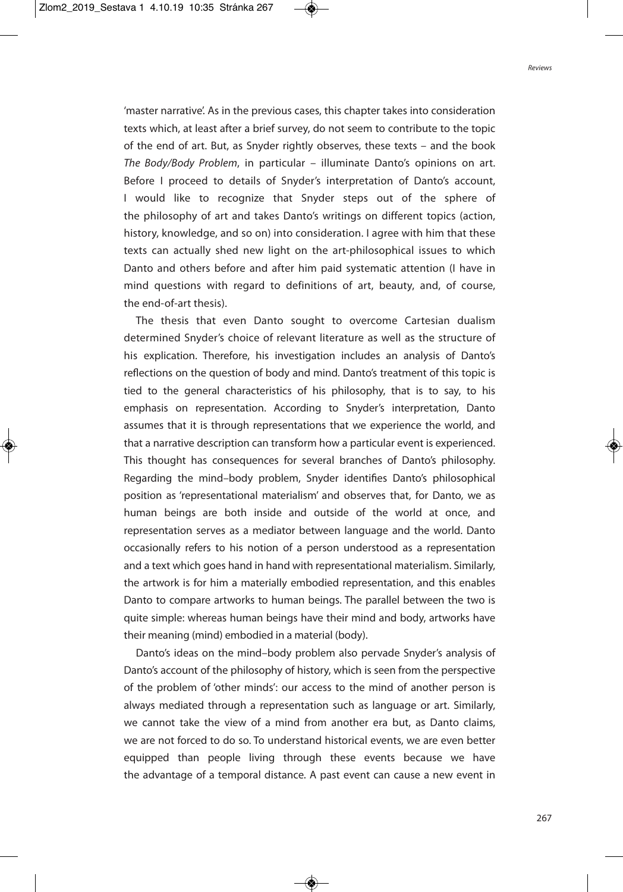'master narrative'. As in the previous cases, this chapter takes into consideration texts which, at least after a brief survey, do not seem to contribute to the topic of the end of art. But, as Snyder rightly observes, these texts – and the book *The Body/Body Problem*, in particular – illuminate Danto's opinions on art. Before I proceed to details of Snyder's interpretation of Danto's account, I would like to recognize that Snyder steps out of the sphere of the philosophy of art and takes Danto's writings on different topics (action, history, knowledge, and so on) into consideration. I agree with him that these texts can actually shed new light on the art-philosophical issues to which Danto and others before and after him paid systematic attention (I have in mind questions with regard to definitions of art, beauty, and, of course, the end-of-art thesis).

The thesis that even Danto sought to overcome Cartesian dualism determined Snyder's choice of relevant literature as well as the structure of his explication. Therefore, his investigation includes an analysis of Danto's reflections on the question of body and mind. Danto's treatment of this topic is tied to the general characteristics of his philosophy, that is to say, to his emphasis on representation. According to Snyder's interpretation, Danto assumes that it is through representations that we experience the world, and that a narrative description can transform how a particular event is experienced. This thought has consequences for several branches of Danto's philosophy. Regarding the mind–body problem, Snyder identifies Danto's philosophical position as 'representational materialism' and observes that, for Danto, we as human beings are both inside and outside of the world at once, and representation serves as a mediator between language and the world. Danto occasionally refers to his notion of a person understood as a representation and a text which goes hand in hand with representational materialism. Similarly, the artwork is for him a materially embodied representation, and this enables Danto to compare artworks to human beings. The parallel between the two is quite simple: whereas human beings have their mind and body, artworks have their meaning (mind) embodied in a material (body).

Danto's ideas on the mind–body problem also pervade Snyder's analysis of Danto's account of the philosophy of history, which is seen from the perspective of the problem of 'other minds': our access to the mind of another person is always mediated through a representation such as language or art. Similarly, we cannot take the view of a mind from another era but, as Danto claims, we are not forced to do so. To understand historical events, we are even better equipped than people living through these events because we have the advantage of a temporal distance. A past event can cause a new event in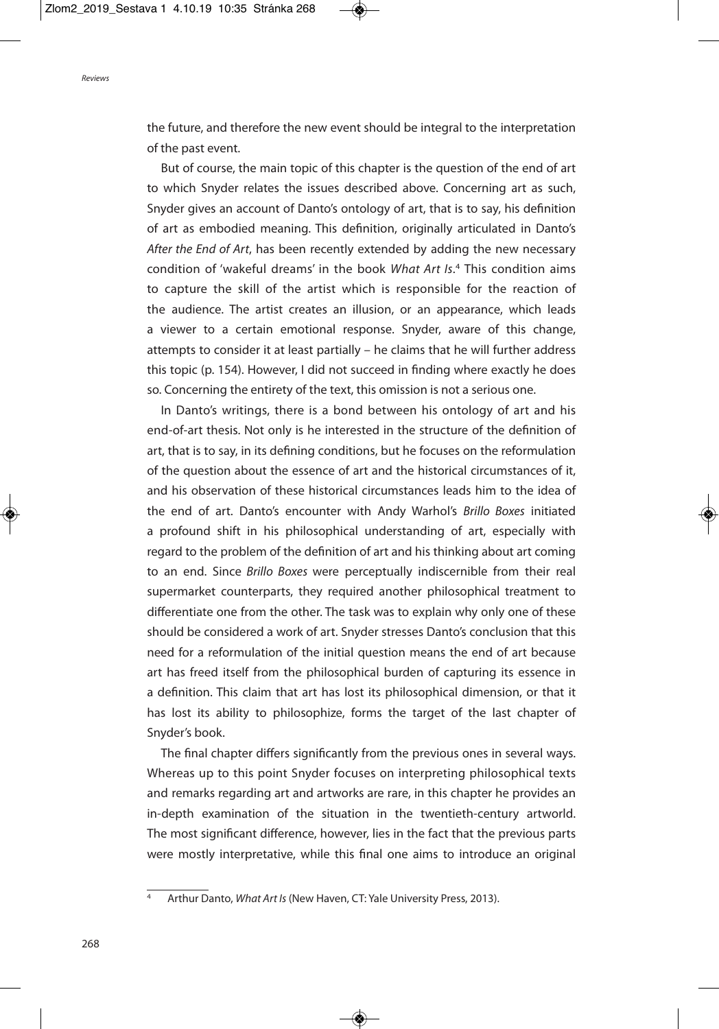the future, and therefore the new event should be integral to the interpretation of the past event.

But of course, the main topic of this chapter is the question of the end of art to which Snyder relates the issues described above. Concerning art as such, Snyder gives an account of Danto's ontology of art, that is to say, his definition of art as embodied meaning. This definition, originally articulated in Danto's *After the End of Art*, has been recently extended by adding the new necessary condition of 'wakeful dreams' in the book *What Art Is*.[4] This condition aims to capture the skill of the artist which is responsible for the reaction of the audience. The artist creates an illusion, or an appearance, which leads a viewer to a certain emotional response. Snyder, aware of this change, attempts to consider it at least partially – he claims that he will further address this topic (p. 154). However, I did not succeed in finding where exactly he does so. Concerning the entirety of the text, this omission is not a serious one.

In Danto's writings, there is a bond between his ontology of art and his end-of-art thesis. Not only is he interested in the structure of the definition of art, that is to say, in its defining conditions, but he focuses on the reformulation of the question about the essence of art and the historical circumstances of it, and his observation of these historical circumstances leads him to the idea of the end of art. Danto's encounter with Andy Warhol's *Brillo Boxes* initiated a profound shift in his philosophical understanding of art, especially with regard to the problem of the definition of art and his thinking about art coming to an end. Since *Brillo Boxes* were perceptually indiscernible from their real supermarket counterparts, they required another philosophical treatment to differentiate one from the other. The task was to explain why only one of these should be considered a work of art. Snyder stresses Danto's conclusion that this need for a reformulation of the initial question means the end of art because art has freed itself from the philosophical burden of capturing its essence in a definition. This claim that art has lost its philosophical dimension, or that it has lost its ability to philosophize, forms the target of the last chapter of Snyder's book.

The final chapter differs significantly from the previous ones in several ways. Whereas up to this point Snyder focuses on interpreting philosophical texts and remarks regarding art and artworks are rare, in this chapter he provides an in-depth examination of the situation in the twentieth-century artworld. The most significant difference, however, lies in the fact that the previous parts were mostly interpretative, while this final one aims to introduce an original

---

[4] Arthur Danto, *What Art Is* (New Haven, CT: Yale University Press, 2013).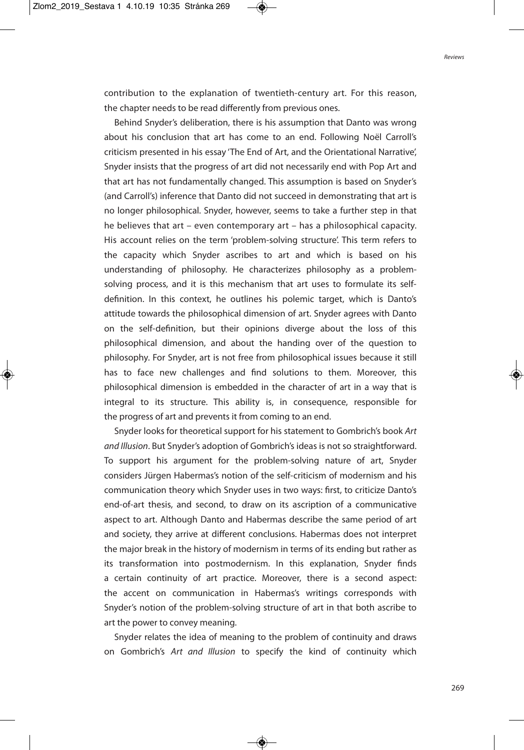contribution to the explanation of twentieth-century art. For this reason, the chapter needs to be read differently from previous ones.

Behind Snyder's deliberation, there is his assumption that Danto was wrong about his conclusion that art has come to an end. Following Noël Carroll's criticism presented in his essay 'The End of Art, and the Orientational Narrative', Snyder insists that the progress of art did not necessarily end with Pop Art and that art has not fundamentally changed. This assumption is based on Snyder's (and Carroll's) inference that Danto did not succeed in demonstrating that art is no longer philosophical. Snyder, however, seems to take a further step in that he believes that art – even contemporary art – has a philosophical capacity. His account relies on the term 'problem-solving structure'. This term refers to the capacity which Snyder ascribes to art and which is based on his understanding of philosophy. He characterizes philosophy as a problem-solving process, and it is this mechanism that art uses to formulate its self-definition. In this context, he outlines his polemic target, which is Danto's attitude towards the philosophical dimension of art. Snyder agrees with Danto on the self-definition, but their opinions diverge about the loss of this philosophical dimension, and about the handing over of the question to philosophy. For Snyder, art is not free from philosophical issues because it still has to face new challenges and find solutions to them. Moreover, this philosophical dimension is embedded in the character of art in a way that is integral to its structure. This ability is, in consequence, responsible for the progress of art and prevents it from coming to an end.

Snyder looks for theoretical support for his statement to Gombrich's book *Art and Illusion*. But Snyder's adoption of Gombrich's ideas is not so straightforward. To support his argument for the problem-solving nature of art, Snyder considers Jürgen Habermas's notion of the self-criticism of modernism and his communication theory which Snyder uses in two ways: first, to criticize Danto's end-of-art thesis, and second, to draw on its ascription of a communicative aspect to art. Although Danto and Habermas describe the same period of art and society, they arrive at different conclusions. Habermas does not interpret the major break in the history of modernism in terms of its ending but rather as its transformation into postmodernism. In this explanation, Snyder finds a certain continuity of art practice. Moreover, there is a second aspect: the accent on communication in Habermas's writings corresponds with Snyder's notion of the problem-solving structure of art in that both ascribe to art the power to convey meaning.

Snyder relates the idea of meaning to the problem of continuity and draws on Gombrich's *Art and Illusion* to specify the kind of continuity which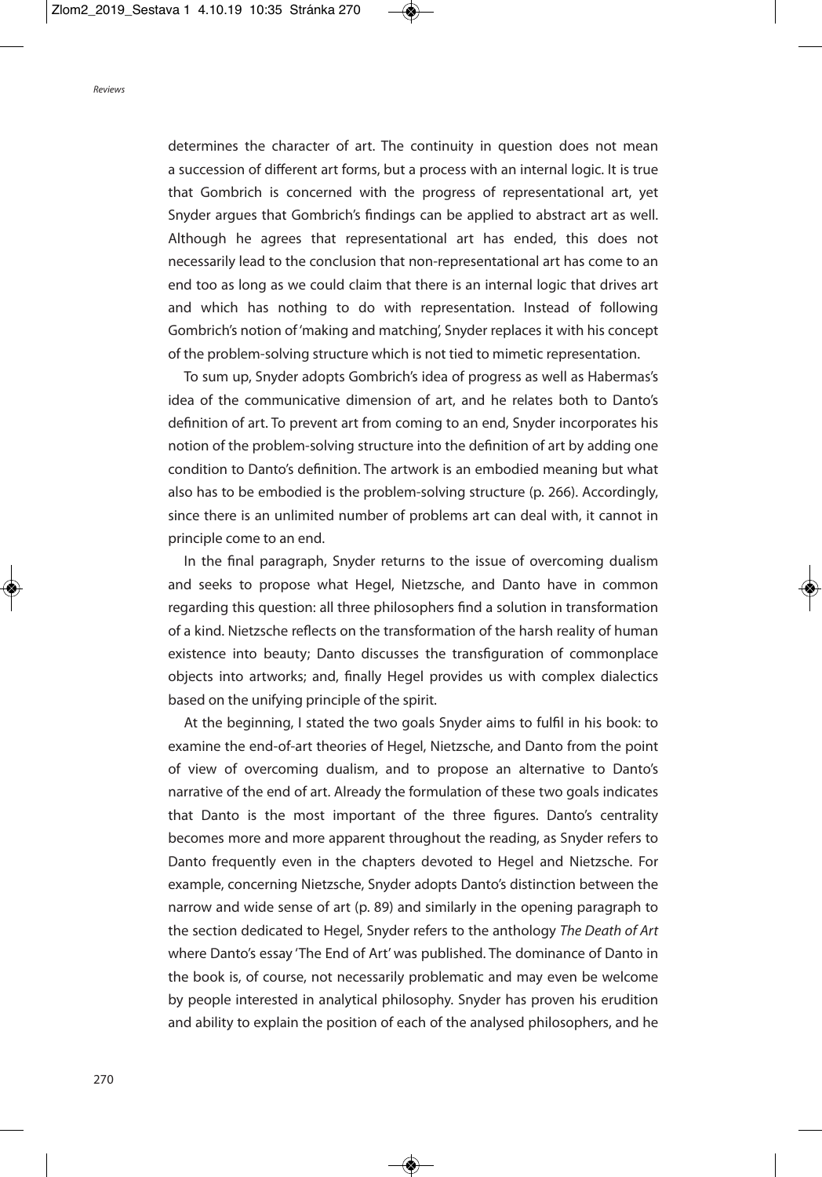determines the character of art. The continuity in question does not mean a succession of different art forms, but a process with an internal logic. It is true that Gombrich is concerned with the progress of representational art, yet Snyder argues that Gombrich's findings can be applied to abstract art as well. Although he agrees that representational art has ended, this does not necessarily lead to the conclusion that non-representational art has come to an end too as long as we could claim that there is an internal logic that drives art and which has nothing to do with representation. Instead of following Gombrich's notion of 'making and matching', Snyder replaces it with his concept of the problem-solving structure which is not tied to mimetic representation.

To sum up, Snyder adopts Gombrich's idea of progress as well as Habermas's idea of the communicative dimension of art, and he relates both to Danto's definition of art. To prevent art from coming to an end, Snyder incorporates his notion of the problem-solving structure into the definition of art by adding one condition to Danto's definition. The artwork is an embodied meaning but what also has to be embodied is the problem-solving structure (p. 266). Accordingly, since there is an unlimited number of problems art can deal with, it cannot in principle come to an end.

In the final paragraph, Snyder returns to the issue of overcoming dualism and seeks to propose what Hegel, Nietzsche, and Danto have in common regarding this question: all three philosophers find a solution in transformation of a kind. Nietzsche reflects on the transformation of the harsh reality of human existence into beauty; Danto discusses the transfiguration of commonplace objects into artworks; and, finally Hegel provides us with complex dialectics based on the unifying principle of the spirit.

At the beginning, I stated the two goals Snyder aims to fulfil in his book: to examine the end-of-art theories of Hegel, Nietzsche, and Danto from the point of view of overcoming dualism, and to propose an alternative to Danto's narrative of the end of art. Already the formulation of these two goals indicates that Danto is the most important of the three figures. Danto's centrality becomes more and more apparent throughout the reading, as Snyder refers to Danto frequently even in the chapters devoted to Hegel and Nietzsche. For example, concerning Nietzsche, Snyder adopts Danto's distinction between the narrow and wide sense of art (p. 89) and similarly in the opening paragraph to the section dedicated to Hegel, Snyder refers to the anthology *The Death of Art* where Danto's essay 'The End of Art' was published. The dominance of Danto in the book is, of course, not necessarily problematic and may even be welcome by people interested in analytical philosophy. Snyder has proven his erudition and ability to explain the position of each of the analysed philosophers, and he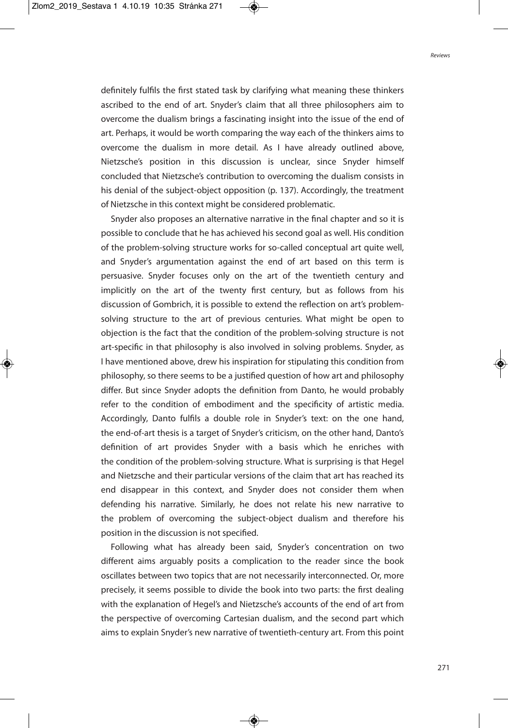definitely fulfils the first stated task by clarifying what meaning these thinkers ascribed to the end of art. Snyder's claim that all three philosophers aim to overcome the dualism brings a fascinating insight into the issue of the end of art. Perhaps, it would be worth comparing the way each of the thinkers aims to overcome the dualism in more detail. As I have already outlined above, Nietzsche's position in this discussion is unclear, since Snyder himself concluded that Nietzsche's contribution to overcoming the dualism consists in his denial of the subject-object opposition (p. 137). Accordingly, the treatment of Nietzsche in this context might be considered problematic.

Snyder also proposes an alternative narrative in the final chapter and so it is possible to conclude that he has achieved his second goal as well. His condition of the problem-solving structure works for so-called conceptual art quite well, and Snyder's argumentation against the end of art based on this term is persuasive. Snyder focuses only on the art of the twentieth century and implicitly on the art of the twenty first century, but as follows from his discussion of Gombrich, it is possible to extend the reflection on art's problem-solving structure to the art of previous centuries. What might be open to objection is the fact that the condition of the problem-solving structure is not art-specific in that philosophy is also involved in solving problems. Snyder, as I have mentioned above, drew his inspiration for stipulating this condition from philosophy, so there seems to be a justified question of how art and philosophy differ. But since Snyder adopts the definition from Danto, he would probably refer to the condition of embodiment and the specificity of artistic media. Accordingly, Danto fulfils a double role in Snyder's text: on the one hand, the end-of-art thesis is a target of Snyder's criticism, on the other hand, Danto's definition of art provides Snyder with a basis which he enriches with the condition of the problem-solving structure. What is surprising is that Hegel and Nietzsche and their particular versions of the claim that art has reached its end disappear in this context, and Snyder does not consider them when defending his narrative. Similarly, he does not relate his new narrative to the problem of overcoming the subject-object dualism and therefore his position in the discussion is not specified.

Following what has already been said, Snyder's concentration on two different aims arguably posits a complication to the reader since the book oscillates between two topics that are not necessarily interconnected. Or, more precisely, it seems possible to divide the book into two parts: the first dealing with the explanation of Hegel's and Nietzsche's accounts of the end of art from the perspective of overcoming Cartesian dualism, and the second part which aims to explain Snyder's new narrative of twentieth-century art. From this point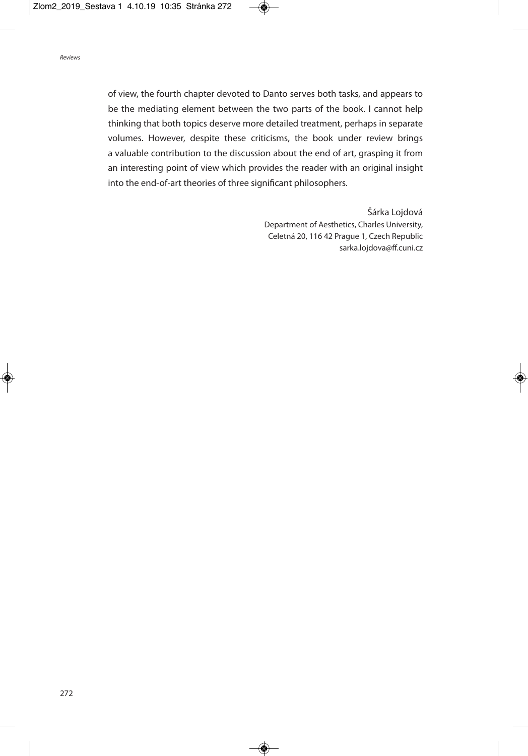of view, the fourth chapter devoted to Danto serves both tasks, and appears to be the mediating element between the two parts of the book. I cannot help thinking that both topics deserve more detailed treatment, perhaps in separate volumes. However, despite these criticisms, the book under review brings a valuable contribution to the discussion about the end of art, grasping it from an interesting point of view which provides the reader with an original insight into the end-of-art theories of three significant philosophers.

Šárka Lojdová
Department of Aesthetics, Charles University,
Celetná 20, 116 42 Prague 1, Czech Republic
sarka.lojdova@ff.cuni.cz